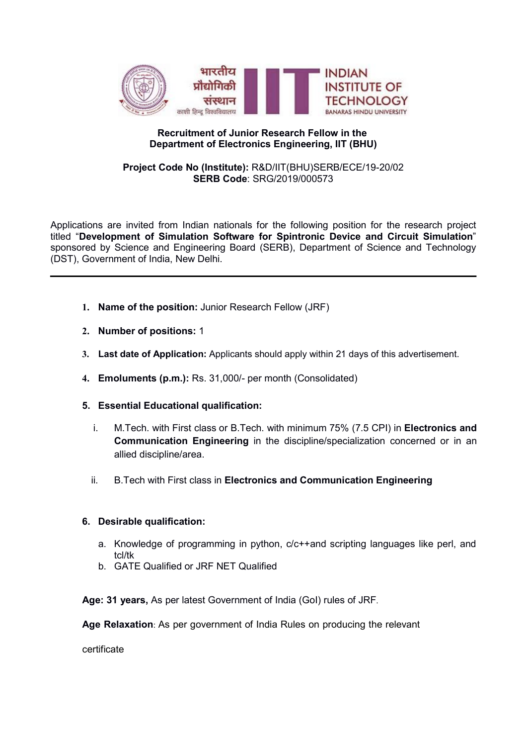**Recruitment of Junior Research Fellow in the Department of Electronics Engineering, IIT (BHU)**

**Project Code No (Institute):** R&D/IIT(BHU)SERB/ECE/19-20/02
**SERB Code**: SRG/2019/000573

Applications are invited from Indian nationals for the following position for the research project titled "**Development of Simulation Software for Spintronic Device and Circuit Simulation**" sponsored by Science and Engineering Board (SERB), Department of Science and Technology (DST), Government of India, New Delhi.

---

1. **Name of the position:** Junior Research Fellow (JRF)
2. **Number of positions:** 1
3. **Last date of Application:** Applicants should apply within 21 days of this advertisement.
4. **Emoluments (p.m.):** Rs. 31,000/- per month (Consolidated)
5. **Essential Educational qualification:**
   1. M.Tech. with First class or B.Tech. with minimum 75% (7.5 CPI) in **Electronics and Communication Engineering** in the discipline/specialization concerned or in an allied discipline/area.
   2. B.Tech with First class in **Electronics and Communication Engineering**
6. **Desirable qualification:**
   1. Knowledge of programming in python, c/c++and scripting languages like perl, and tcl/tk
   2. GATE Qualified or JRF NET Qualified

**Age: 31 years,** As per latest Government of India (GoI) rules of JRF.

**Age Relaxation**: As per government of India Rules on producing the relevant certificate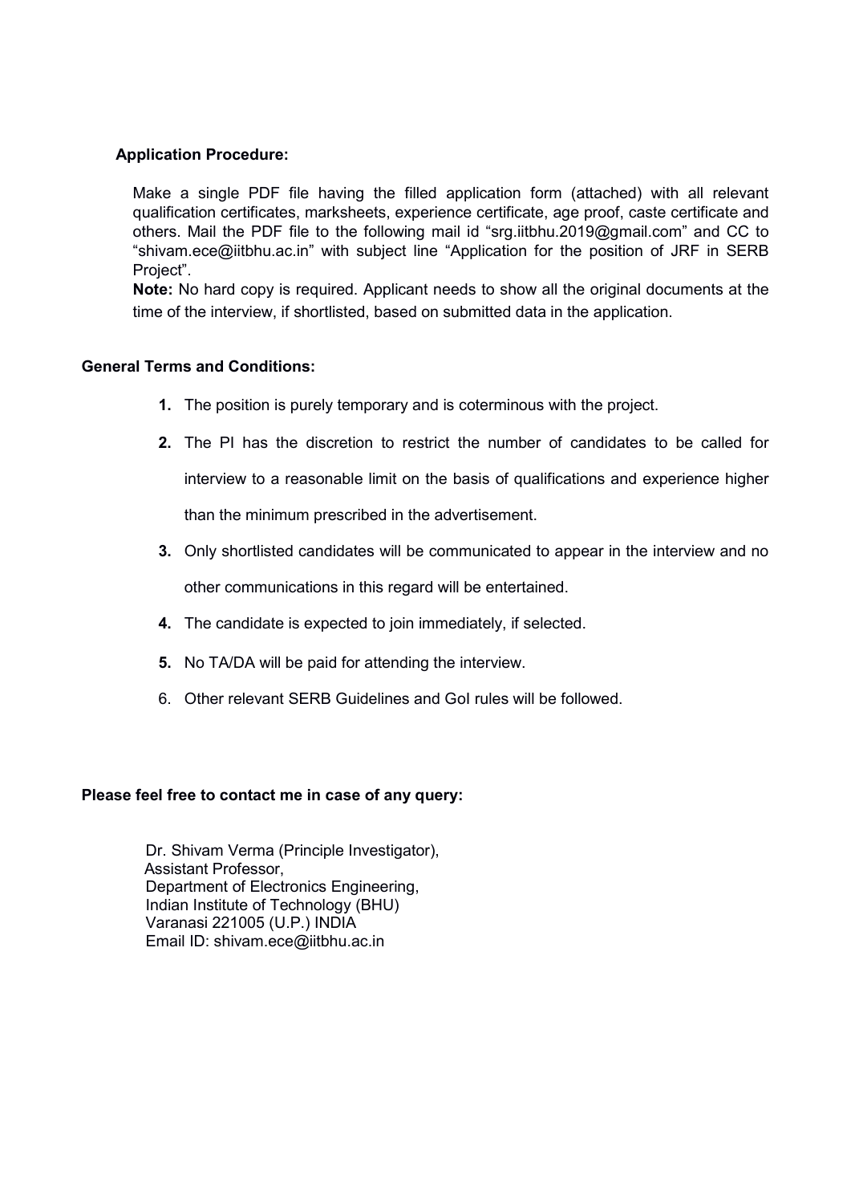**Application Procedure:**

Make a single PDF file having the filled application form (attached) with all relevant qualification certificates, marksheets, experience certificate, age proof, caste certificate and others. Mail the PDF file to the following mail id “srg.iitbhu.2019@gmail.com” and CC to “shivam.ece@iitbhu.ac.in” with subject line “Application for the position of JRF in SERB Project”.

**Note:** No hard copy is required. Applicant needs to show all the original documents at the time of the interview, if shortlisted, based on submitted data in the application.

**General Terms and Conditions:**

1. The position is purely temporary and is coterminous with the project.
2. The PI has the discretion to restrict the number of candidates to be called for interview to a reasonable limit on the basis of qualifications and experience higher than the minimum prescribed in the advertisement.
3. Only shortlisted candidates will be communicated to appear in the interview and no other communications in this regard will be entertained.
4. The candidate is expected to join immediately, if selected.
5. No TA/DA will be paid for attending the interview.
6. Other relevant SERB Guidelines and GoI rules will be followed.

**Please feel free to contact me in case of any query:**

Dr. Shivam Verma (Principle Investigator),
Assistant Professor,
Department of Electronics Engineering,
Indian Institute of Technology (BHU)
Varanasi 221005 (U.P.) INDIA
Email ID: shivam.ece@iitbhu.ac.in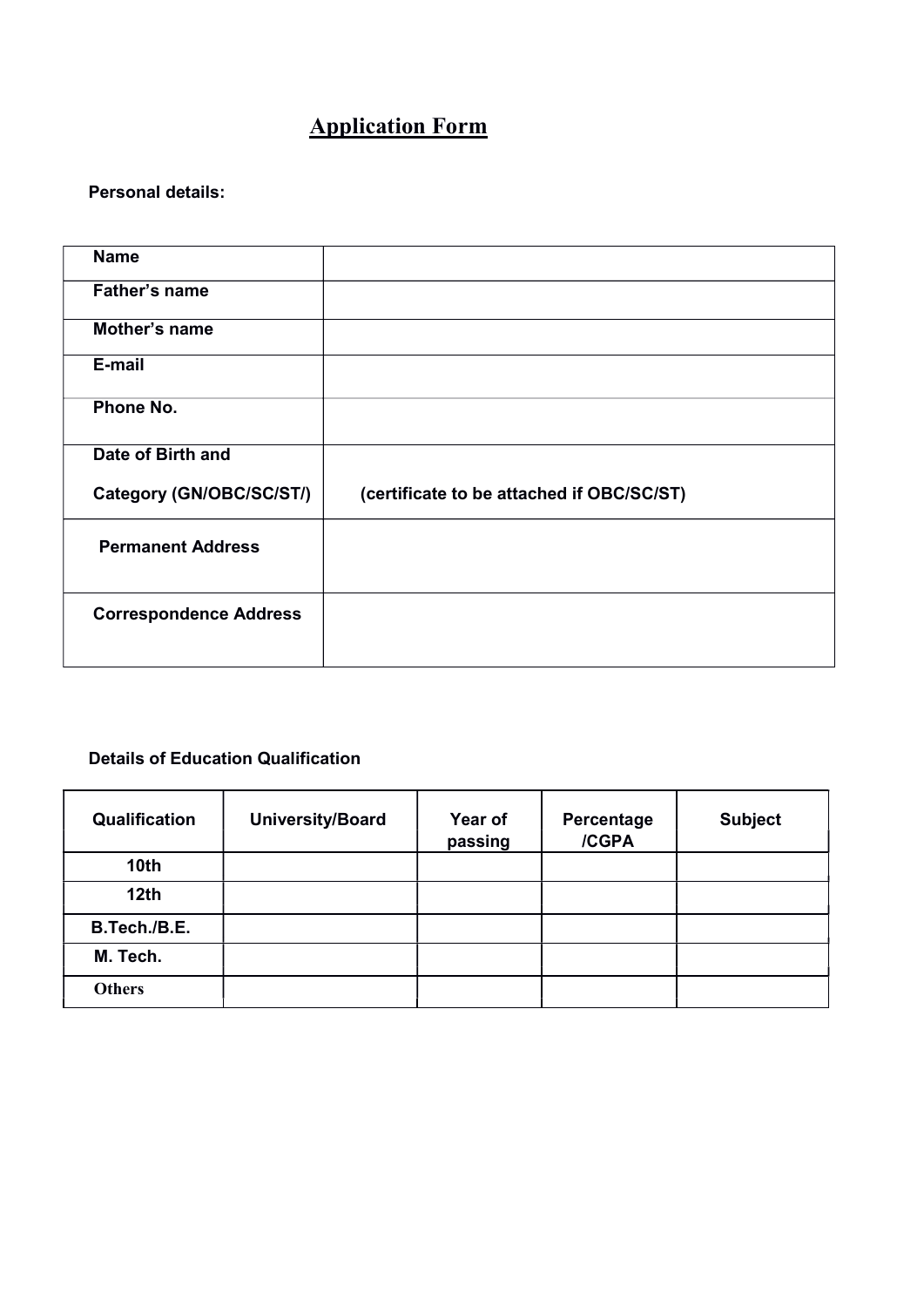# Application Form

**Personal details:**

| | |
|---|---|
| **Name** | |
| **Father's name** | |
| **Mother's name** | |
| **E-mail** | |
| **Phone No.** | |
| **Date of Birth and**<br>**Category (GN/OBC/SC/ST/)** | **(certificate to be attached if OBC/SC/ST)** |
| **Permanent Address** | |
| **Correspondence Address** | |

**Details of Education Qualification**

| Qualification | University/Board | Year of passing | Percentage /CGPA | Subject |
|---|---|---|---|---|
| **10th** | | | | |
| **12th** | | | | |
| **B.Tech./B.E.** | | | | |
| **M. Tech.** | | | | |
| **Others** | | | | |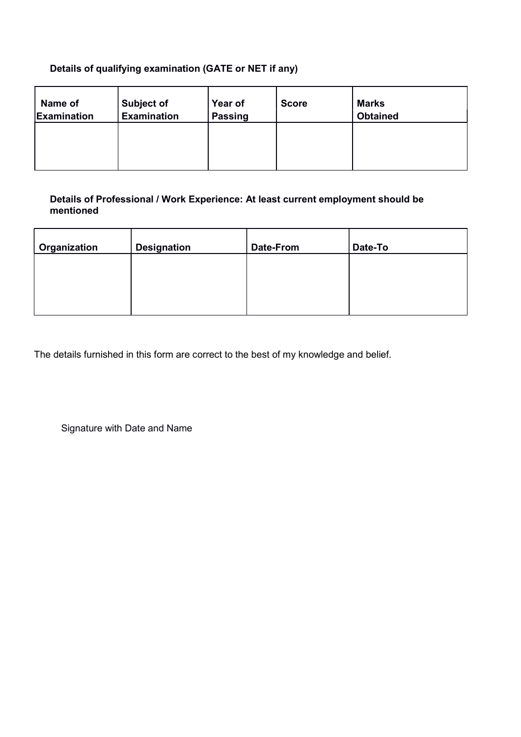**Details of qualifying examination (GATE or NET if any)**

| Name of Examination | Subject of Examination | Year of Passing | Score | Marks Obtained |
| --- | --- | --- | --- | --- |
| | | | | |

**Details of Professional / Work Experience: At least current employment should be mentioned**

| Organization | Designation | Date-From | Date-To |
| --- | --- | --- | --- |
| | | | |

The details furnished in this form are correct to the best of my knowledge and belief.

Signature with Date and Name